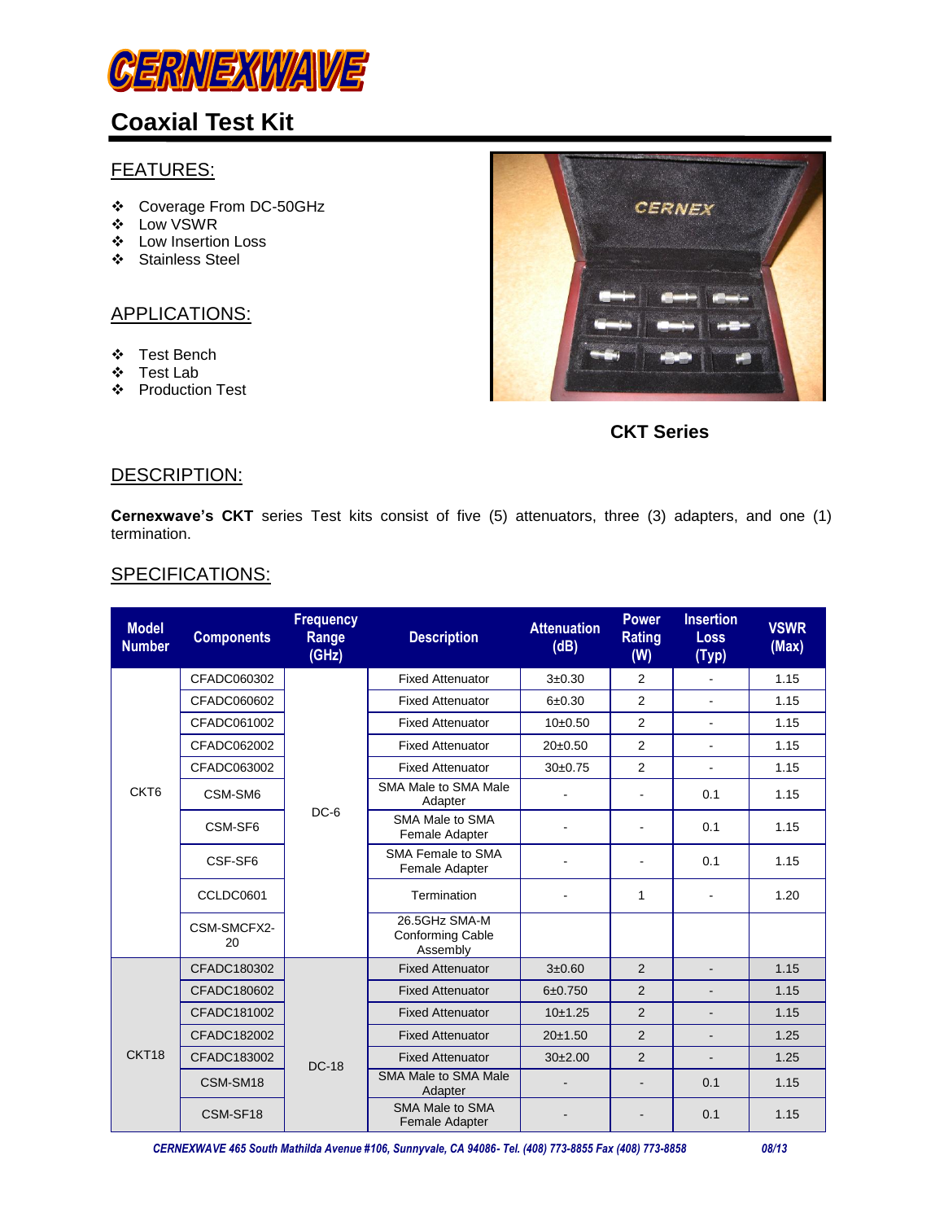# CERNEXWAVE

## Coaxial Test Kit

### FEATURES:

- ❖ Coverage From DC-50GHz
- ❖ Low VSWR
- ❖ Low Insertion Loss
- ❖ Stainless Steel

### APPLICATIONS:

- ❖ Test Bench
- ❖ Test Lab
- ❖ Production Test

**CKT Series**

### DESCRIPTION:

**Cernexwave's CKT** series Test kits consist of five (5) attenuators, three (3) adapters, and one (1) termination.

### SPECIFICATIONS:

| Model Number | Components | Frequency Range (GHz) | Description | Attenuation (dB) | Power Rating (W) | Insertion Loss (Typ) | VSWR (Max) |
|---|---|---|---|---|---|---|---|
| CKT6 | CFADC060302 | DC-6 | Fixed Attenuator | 3±0.30 | 2 | - | 1.15 |
| | CFADC060602 | | Fixed Attenuator | 6±0.30 | 2 | - | 1.15 |
| | CFADC061002 | | Fixed Attenuator | 10±0.50 | 2 | - | 1.15 |
| | CFADC062002 | | Fixed Attenuator | 20±0.50 | 2 | - | 1.15 |
| | CFADC063002 | | Fixed Attenuator | 30±0.75 | 2 | - | 1.15 |
| | CSM-SM6 | | SMA Male to SMA Male Adapter | - | - | 0.1 | 1.15 |
| | CSM-SF6 | | SMA Male to SMA Female Adapter | - | - | 0.1 | 1.15 |
| | CSF-SF6 | | SMA Female to SMA Female Adapter | - | - | 0.1 | 1.15 |
| | CCLDC0601 | | Termination | - | 1 | - | 1.20 |
| | CSM-SMCFX2-20 | | 26.5GHz SMA-M Conforming Cable Assembly | | | | |
| CKT18 | CFADC180302 | DC-18 | Fixed Attenuator | 3±0.60 | 2 | - | 1.15 |
| | CFADC180602 | | Fixed Attenuator | 6±0.750 | 2 | - | 1.15 |
| | CFADC181002 | | Fixed Attenuator | 10±1.25 | 2 | - | 1.15 |
| | CFADC182002 | | Fixed Attenuator | 20±1.50 | 2 | - | 1.25 |
| | CFADC183002 | | Fixed Attenuator | 30±2.00 | 2 | - | 1.25 |
| | CSM-SM18 | | SMA Male to SMA Male Adapter | - | - | 0.1 | 1.15 |
| | CSM-SF18 | | SMA Male to SMA Female Adapter | - | - | 0.1 | 1.15 |

*CERNEXWAVE 465 South Mathilda Avenue #106, Sunnyvale, CA 94086- Tel. (408) 773-8855 Fax (408) 773-8858* *08/13*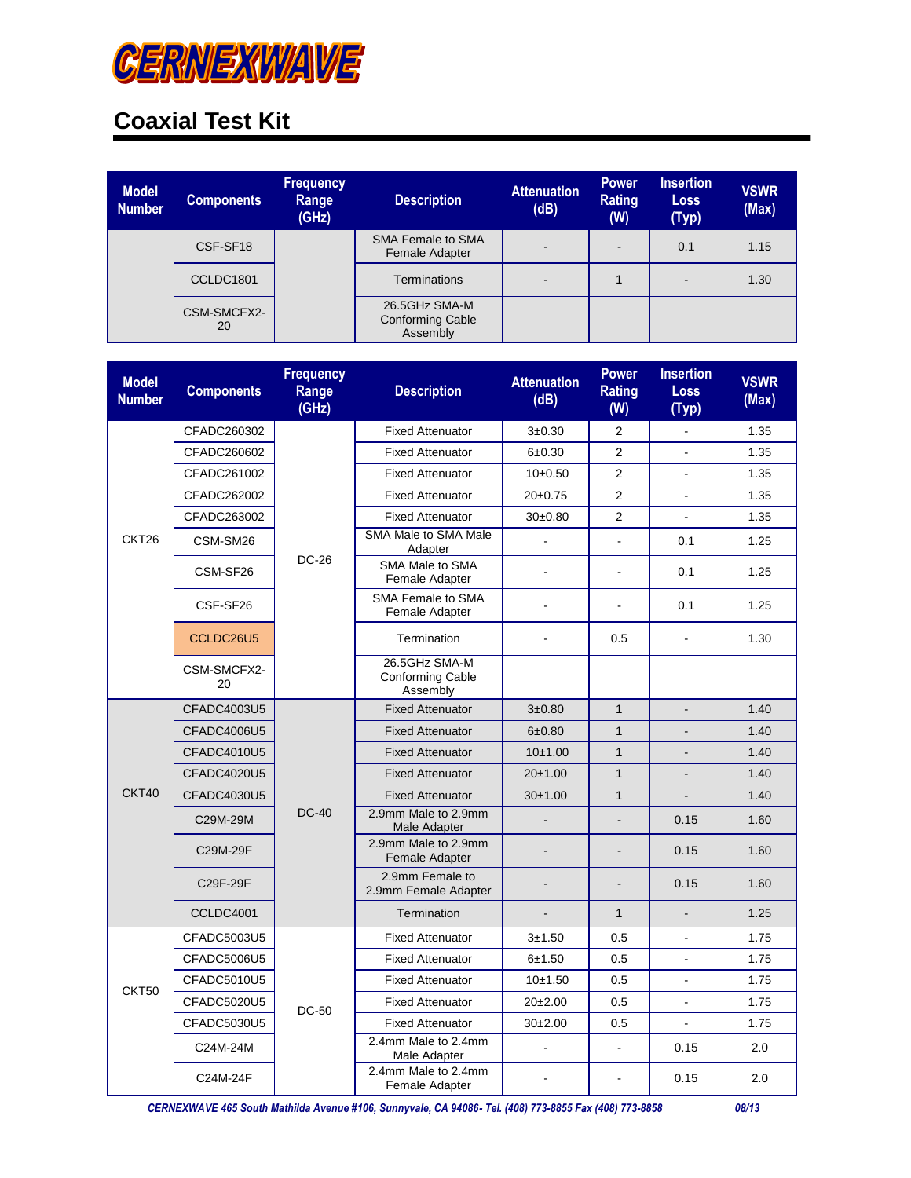CERNEXWAVE

## Coaxial Test Kit

| Model Number | Components | Frequency Range (GHz) | Description | Attenuation (dB) | Power Rating (W) | Insertion Loss (Typ) | VSWR (Max) |
|---|---|---|---|---|---|---|---|
| | CSF-SF18 | | SMA Female to SMA Female Adapter | - | - | 0.1 | 1.15 |
| | CCLDC1801 | | Terminations | - | 1 | - | 1.30 |
| | CSM-SMCFX2-20 | | 26.5GHz SMA-M Conforming Cable Assembly | | | | |

| Model Number | Components | Frequency Range (GHz) | Description | Attenuation (dB) | Power Rating (W) | Insertion Loss (Typ) | VSWR (Max) |
|---|---|---|---|---|---|---|---|
| CKT26 | CFADC260302 | DC-26 | Fixed Attenuator | 3±0.30 | 2 | - | 1.35 |
| | CFADC260602 | | Fixed Attenuator | 6±0.30 | 2 | - | 1.35 |
| | CFADC261002 | | Fixed Attenuator | 10±0.50 | 2 | - | 1.35 |
| | CFADC262002 | | Fixed Attenuator | 20±0.75 | 2 | - | 1.35 |
| | CFADC263002 | | Fixed Attenuator | 30±0.80 | 2 | - | 1.35 |
| | CSM-SM26 | | SMA Male to SMA Male Adapter | - | - | 0.1 | 1.25 |
| | CSM-SF26 | | SMA Male to SMA Female Adapter | - | - | 0.1 | 1.25 |
| | CSF-SF26 | | SMA Female to SMA Female Adapter | - | - | 0.1 | 1.25 |
| | CCLDC26U5 | | Termination | - | 0.5 | - | 1.30 |
| | CSM-SMCFX2-20 | | 26.5GHz SMA-M Conforming Cable Assembly | | | | |
| CKT40 | CFADC4003U5 | DC-40 | Fixed Attenuator | 3±0.80 | 1 | - | 1.40 |
| | CFADC4006U5 | | Fixed Attenuator | 6±0.80 | 1 | - | 1.40 |
| | CFADC4010U5 | | Fixed Attenuator | 10±1.00 | 1 | - | 1.40 |
| | CFADC4020U5 | | Fixed Attenuator | 20±1.00 | 1 | - | 1.40 |
| | CFADC4030U5 | | Fixed Attenuator | 30±1.00 | 1 | - | 1.40 |
| | C29M-29M | | 2.9mm Male to 2.9mm Male Adapter | - | - | 0.15 | 1.60 |
| | C29M-29F | | 2.9mm Male to 2.9mm Female Adapter | - | - | 0.15 | 1.60 |
| | C29F-29F | | 2.9mm Female to 2.9mm Female Adapter | - | - | 0.15 | 1.60 |
| | CCLDC4001 | | Termination | - | 1 | - | 1.25 |
| CKT50 | CFADC5003U5 | DC-50 | Fixed Attenuator | 3±1.50 | 0.5 | - | 1.75 |
| | CFADC5006U5 | | Fixed Attenuator | 6±1.50 | 0.5 | - | 1.75 |
| | CFADC5010U5 | | Fixed Attenuator | 10±1.50 | 0.5 | - | 1.75 |
| | CFADC5020U5 | | Fixed Attenuator | 20±2.00 | 0.5 | - | 1.75 |
| | CFADC5030U5 | | Fixed Attenuator | 30±2.00 | 0.5 | - | 1.75 |
| | C24M-24M | | 2.4mm Male to 2.4mm Male Adapter | - | - | 0.15 | 2.0 |
| | C24M-24F | | 2.4mm Male to 2.4mm Female Adapter | - | - | 0.15 | 2.0 |

*CERNEXWAVE 465 South Mathilda Avenue #106, Sunnyvale, CA 94086- Tel. (408) 773-8855 Fax (408) 773-8858* *08/13*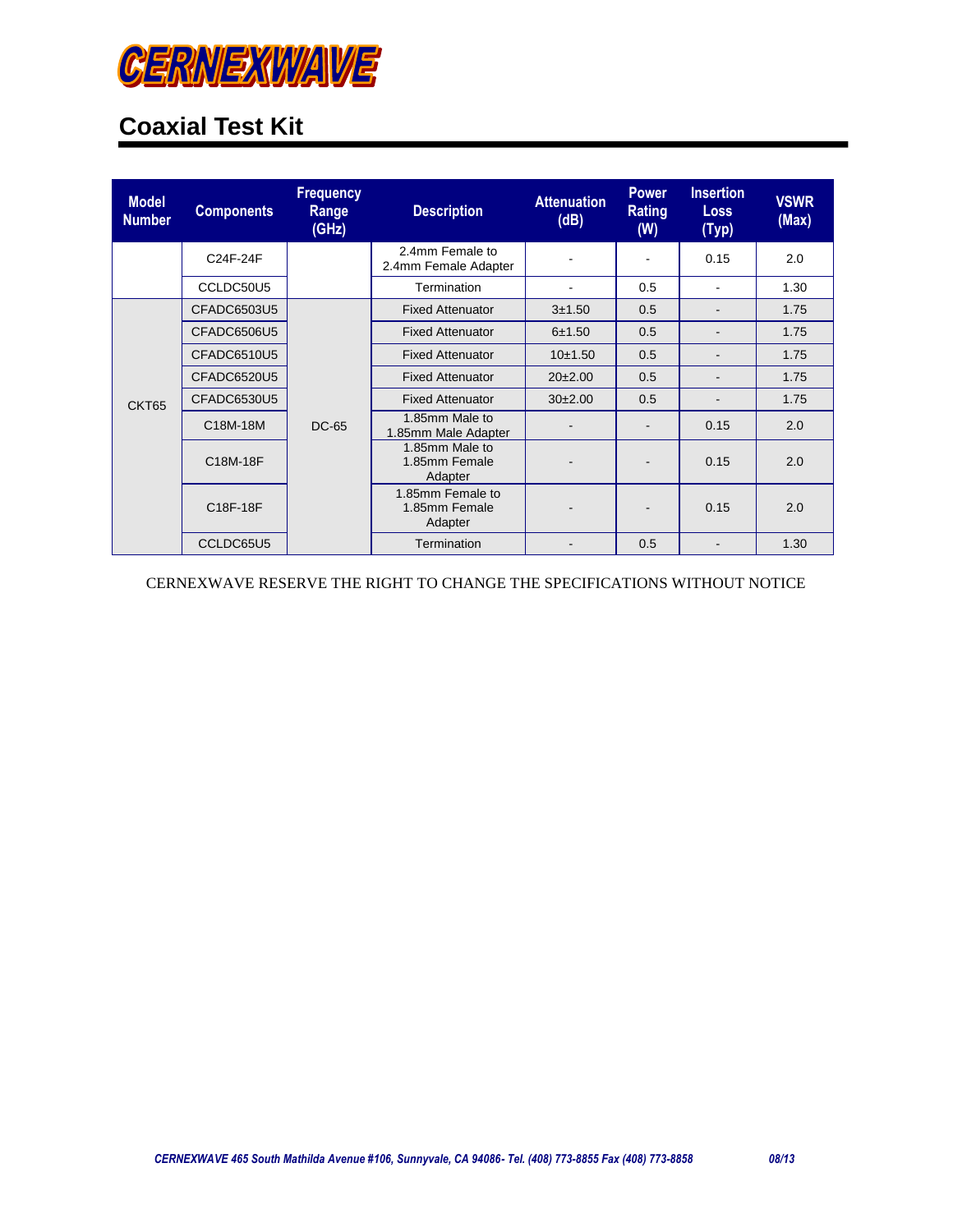## Coaxial Test Kit

| Model Number | Components | Frequency Range (GHz) | Description | Attenuation (dB) | Power Rating (W) | Insertion Loss (Typ) | VSWR (Max) |
|---|---|---|---|---|---|---|---|
| | C24F-24F | | 2.4mm Female to 2.4mm Female Adapter | - | - | 0.15 | 2.0 |
| | CCLDC50U5 | | Termination | - | 0.5 | - | 1.30 |
| CKT65 | CFADC6503U5 | DC-65 | Fixed Attenuator | 3±1.50 | 0.5 | - | 1.75 |
| | CFADC6506U5 | | Fixed Attenuator | 6±1.50 | 0.5 | - | 1.75 |
| | CFADC6510U5 | | Fixed Attenuator | 10±1.50 | 0.5 | - | 1.75 |
| | CFADC6520U5 | | Fixed Attenuator | 20±2.00 | 0.5 | - | 1.75 |
| | CFADC6530U5 | | Fixed Attenuator | 30±2.00 | 0.5 | - | 1.75 |
| | C18M-18M | | 1.85mm Male to 1.85mm Male Adapter | - | - | 0.15 | 2.0 |
| | C18M-18F | | 1.85mm Male to 1.85mm Female Adapter | - | - | 0.15 | 2.0 |
| | C18F-18F | | 1.85mm Female to 1.85mm Female Adapter | - | - | 0.15 | 2.0 |
| | CCLDC65U5 | | Termination | - | 0.5 | - | 1.30 |

CERNEXWAVE RESERVE THE RIGHT TO CHANGE THE SPECIFICATIONS WITHOUT NOTICE